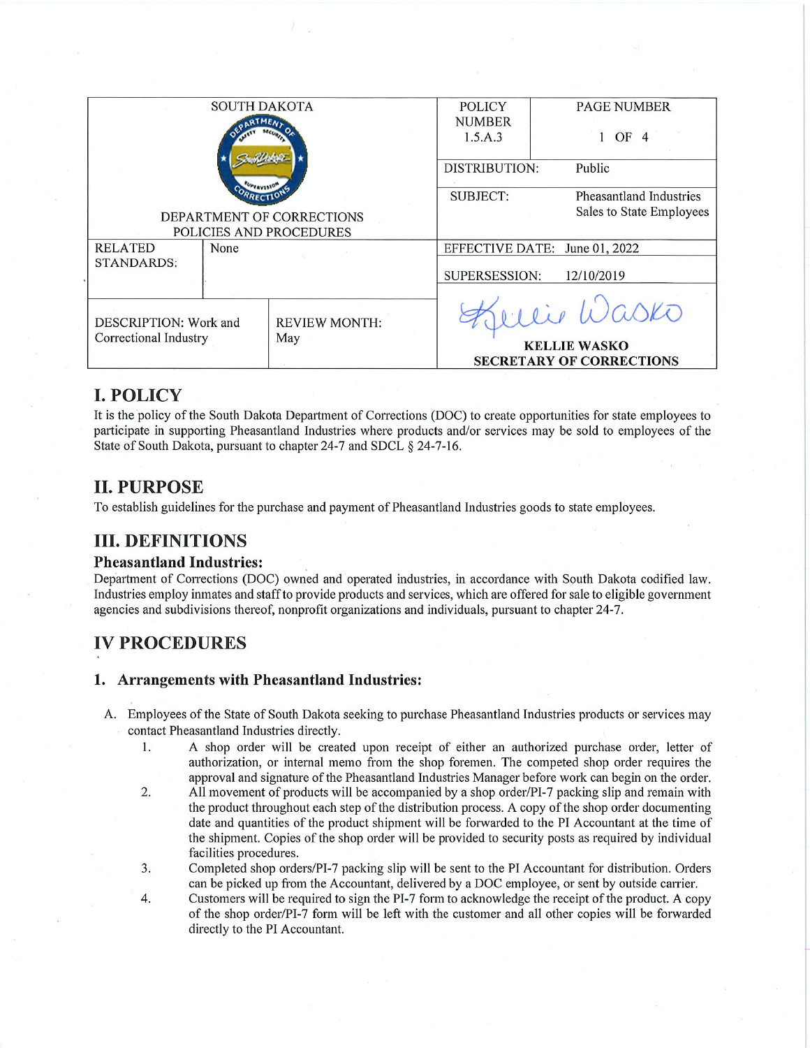| SOUTH DAKOTA DEPARTMENT OF CORRECTIONS POLICIES AND PROCEDURES | | | POLICY NUMBER 1.5.A.3 | PAGE NUMBER 1 OF 4 |
|---|---|---|---|---|
| | | | DISTRIBUTION: | Public |
| | | | SUBJECT: | Pheasantland Industries Sales to State Employees |
| RELATED STANDARDS: | None | | EFFECTIVE DATE: | June 01, 2022 |
| | | | SUPERSESSION: | 12/10/2019 |
| DESCRIPTION: Work and Correctional Industry | | REVIEW MONTH: May | KELLIE WASKO SECRETARY OF CORRECTIONS | |

# I. POLICY

It is the policy of the South Dakota Department of Corrections (DOC) to create opportunities for state employees to participate in supporting Pheasantland Industries where products and/or services may be sold to employees of the State of South Dakota, pursuant to chapter 24-7 and SDCL § 24-7-16.

# II. PURPOSE

To establish guidelines for the purchase and payment of Pheasantland Industries goods to state employees.

# III. DEFINITIONS

### Pheasantland Industries:

Department of Corrections (DOC) owned and operated industries, in accordance with South Dakota codified law. Industries employ inmates and staff to provide products and services, which are offered for sale to eligible government agencies and subdivisions thereof, nonprofit organizations and individuals, pursuant to chapter 24-7.

# IV PROCEDURES

## 1. Arrangements with Pheasantland Industries:

A. Employees of the State of South Dakota seeking to purchase Pheasantland Industries products or services may contact Pheasantland Industries directly.

   1. A shop order will be created upon receipt of either an authorized purchase order, letter of authorization, or internal memo from the shop foremen. The competed shop order requires the approval and signature of the Pheasantland Industries Manager before work can begin on the order.
   2. All movement of products will be accompanied by a shop order/PI-7 packing slip and remain with the product throughout each step of the distribution process. A copy of the shop order documenting date and quantities of the product shipment will be forwarded to the PI Accountant at the time of the shipment. Copies of the shop order will be provided to security posts as required by individual facilities procedures.
   3. Completed shop orders/PI-7 packing slip will be sent to the PI Accountant for distribution. Orders can be picked up from the Accountant, delivered by a DOC employee, or sent by outside carrier.
   4. Customers will be required to sign the PI-7 form to acknowledge the receipt of the product. A copy of the shop order/PI-7 form will be left with the customer and all other copies will be forwarded directly to the PI Accountant.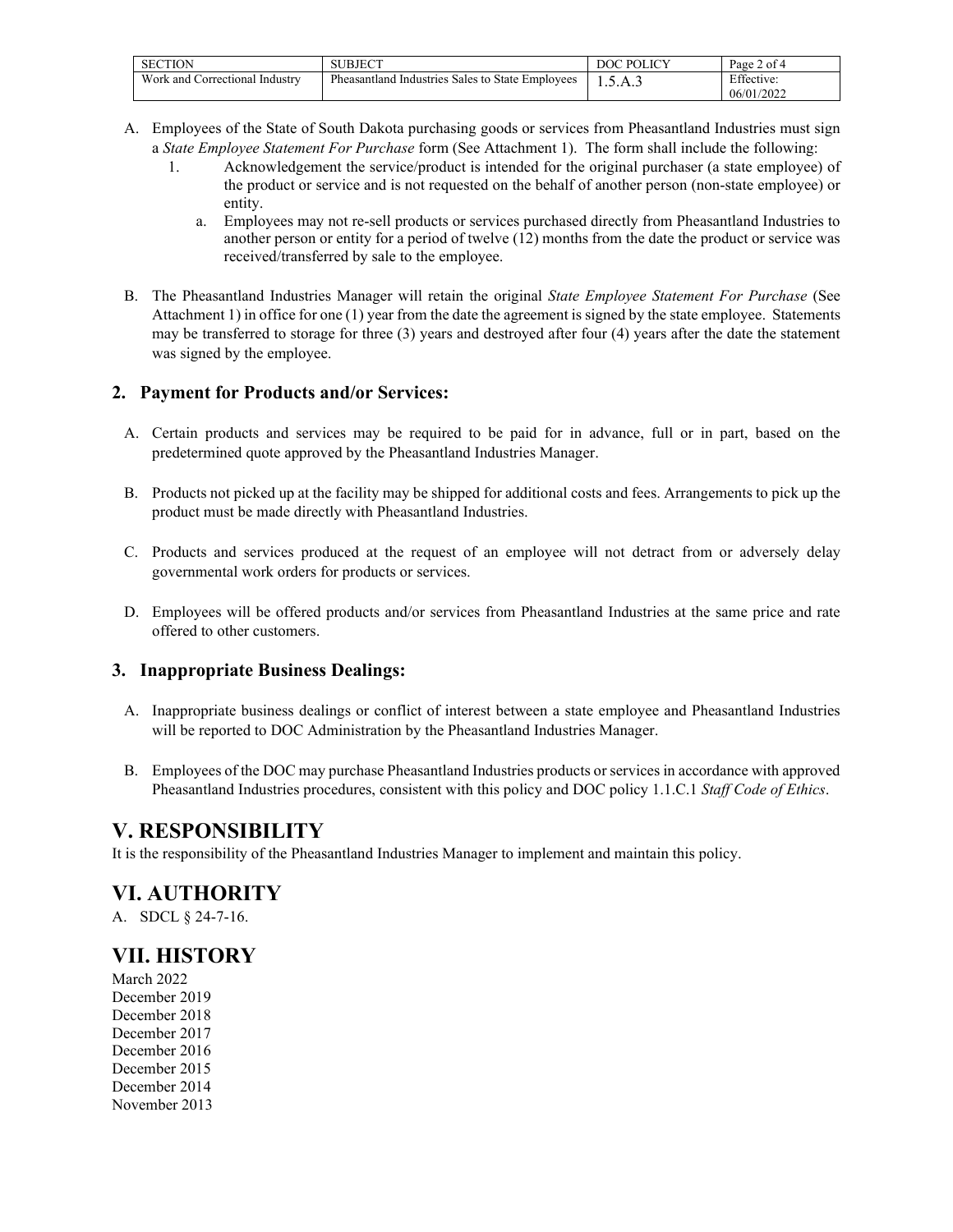A. Employees of the State of South Dakota purchasing goods or services from Pheasantland Industries must sign a *State Employee Statement For Purchase* form (See Attachment 1). The form shall include the following:

   1. Acknowledgement the service/product is intended for the original purchaser (a state employee) of the product or service and is not requested on the behalf of another person (non-state employee) or entity.

      a. Employees may not re-sell products or services purchased directly from Pheasantland Industries to another person or entity for a period of twelve (12) months from the date the product or service was received/transferred by sale to the employee.

B. The Pheasantland Industries Manager will retain the original *State Employee Statement For Purchase* (See Attachment 1) in office for one (1) year from the date the agreement is signed by the state employee. Statements may be transferred to storage for three (3) years and destroyed after four (4) years after the date the statement was signed by the employee.

### 2. Payment for Products and/or Services:

A. Certain products and services may be required to be paid for in advance, full or in part, based on the predetermined quote approved by the Pheasantland Industries Manager.

B. Products not picked up at the facility may be shipped for additional costs and fees. Arrangements to pick up the product must be made directly with Pheasantland Industries.

C. Products and services produced at the request of an employee will not detract from or adversely delay governmental work orders for products or services.

D. Employees will be offered products and/or services from Pheasantland Industries at the same price and rate offered to other customers.

### 3. Inappropriate Business Dealings:

A. Inappropriate business dealings or conflict of interest between a state employee and Pheasantland Industries will be reported to DOC Administration by the Pheasantland Industries Manager.

B. Employees of the DOC may purchase Pheasantland Industries products or services in accordance with approved Pheasantland Industries procedures, consistent with this policy and DOC policy 1.1.C.1 *Staff Code of Ethics*.

## V. RESPONSIBILITY

It is the responsibility of the Pheasantland Industries Manager to implement and maintain this policy.

## VI. AUTHORITY

A. SDCL § 24-7-16.

## VII. HISTORY

March 2022
December 2019
December 2018
December 2017
December 2016
December 2015
December 2014
November 2013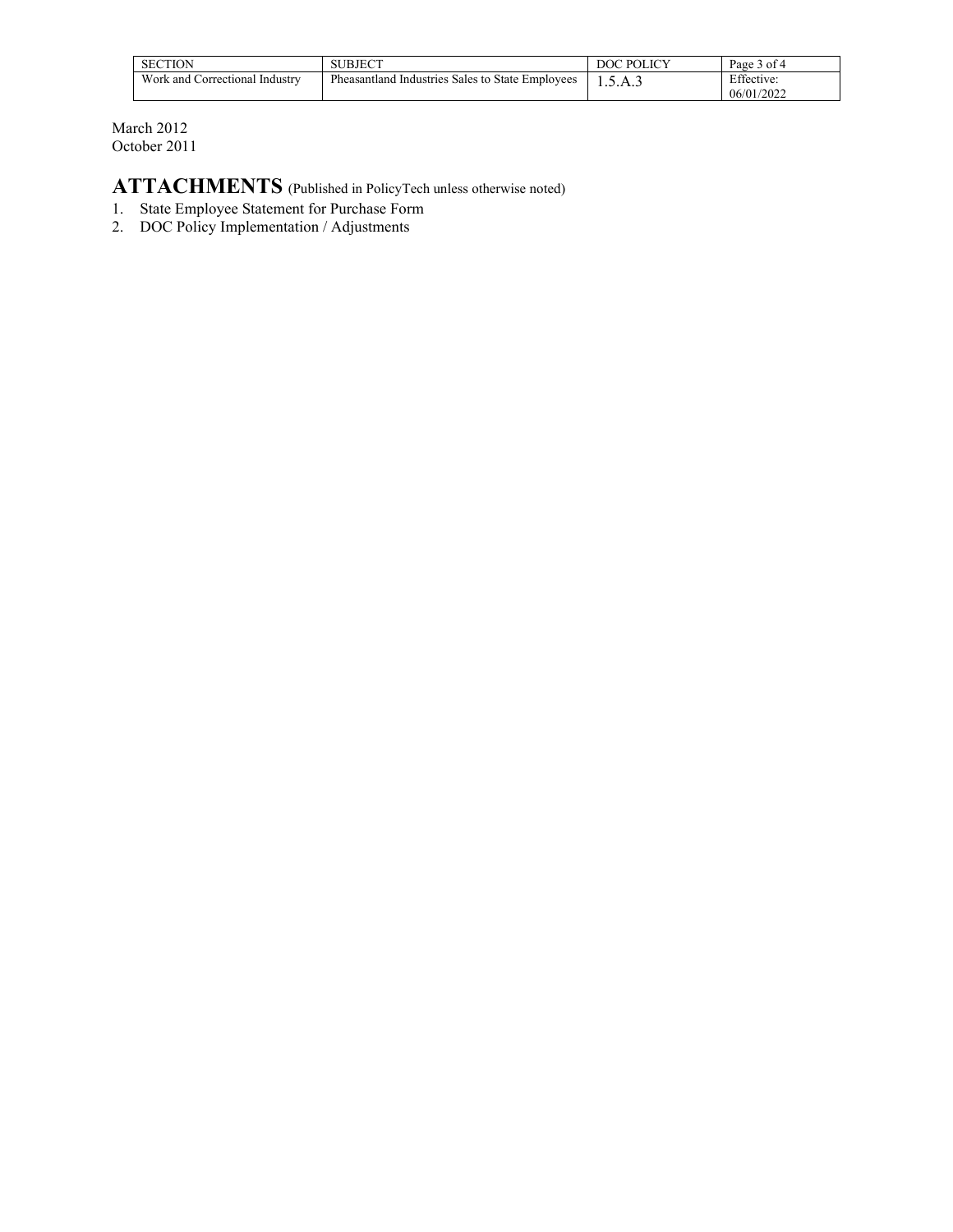March 2012
October 2011

## ATTACHMENTS (Published in PolicyTech unless otherwise noted)

1. State Employee Statement for Purchase Form
2. DOC Policy Implementation / Adjustments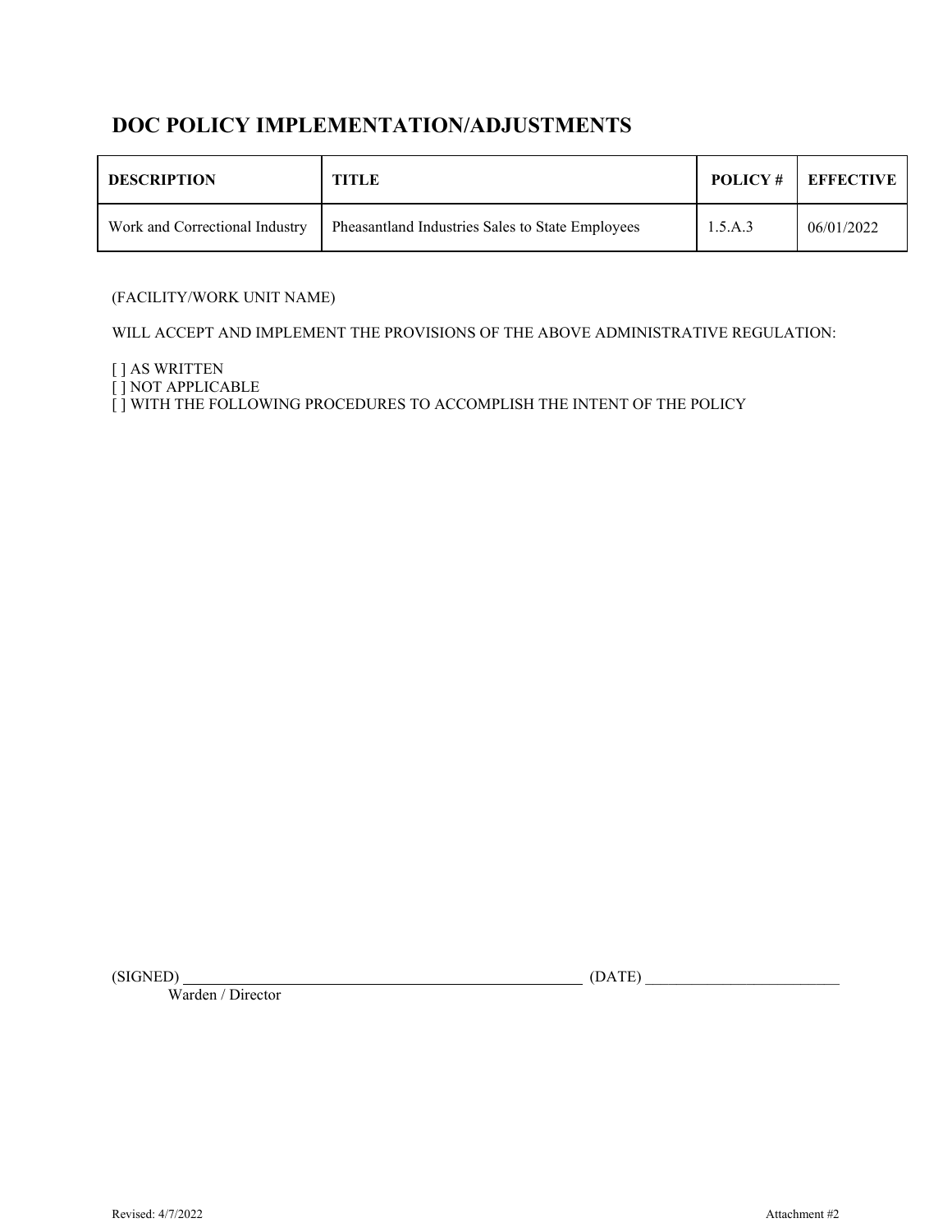## DOC POLICY IMPLEMENTATION/ADJUSTMENTS

| DESCRIPTION | TITLE | POLICY # | EFFECTIVE |
|---|---|---|---|
| Work and Correctional Industry | Pheasantland Industries Sales to State Employees | 1.5.A.3 | 06/01/2022 |

(FACILITY/WORK UNIT NAME)

WILL ACCEPT AND IMPLEMENT THE PROVISIONS OF THE ABOVE ADMINISTRATIVE REGULATION:

[ ] AS WRITTEN
[ ] NOT APPLICABLE
[ ] WITH THE FOLLOWING PROCEDURES TO ACCOMPLISH THE INTENT OF THE POLICY

(SIGNED) ____________________________________________________ (DATE) _________________________
Warden / Director

Revised: 4/7/2022

Attachment #2